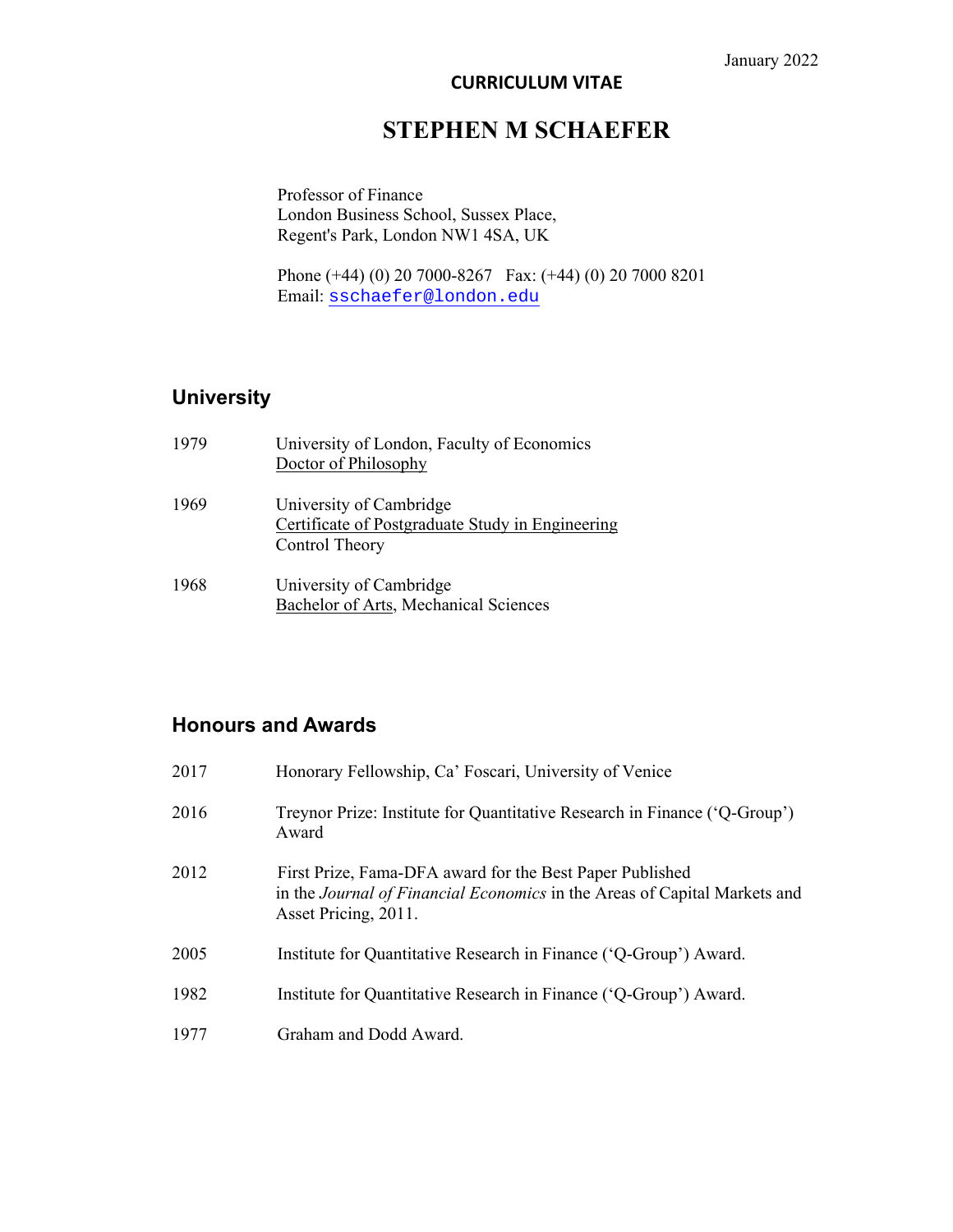January 2022

**CURRICULUM VITAE**

# STEPHEN M SCHAEFER

Professor of Finance
London Business School, Sussex Place,
Regent's Park, London NW1 4SA, UK

Phone (+44) (0) 20 7000-8267 Fax: (+44) (0) 20 7000 8201
Email: sschaefer@london.edu

## University

| | |
|---|---|
| 1979 | University of London, Faculty of Economics<br>Doctor of Philosophy |
| 1969 | University of Cambridge<br>Certificate of Postgraduate Study in Engineering<br>Control Theory |
| 1968 | University of Cambridge<br>Bachelor of Arts, Mechanical Sciences |

## Honours and Awards

| | |
|---|---|
| 2017 | Honorary Fellowship, Ca' Foscari, University of Venice |
| 2016 | Treynor Prize: Institute for Quantitative Research in Finance ('Q-Group') Award |
| 2012 | First Prize, Fama-DFA award for the Best Paper Published in the *Journal of Financial Economics* in the Areas of Capital Markets and Asset Pricing, 2011. |
| 2005 | Institute for Quantitative Research in Finance ('Q-Group') Award. |
| 1982 | Institute for Quantitative Research in Finance ('Q-Group') Award. |
| 1977 | Graham and Dodd Award. |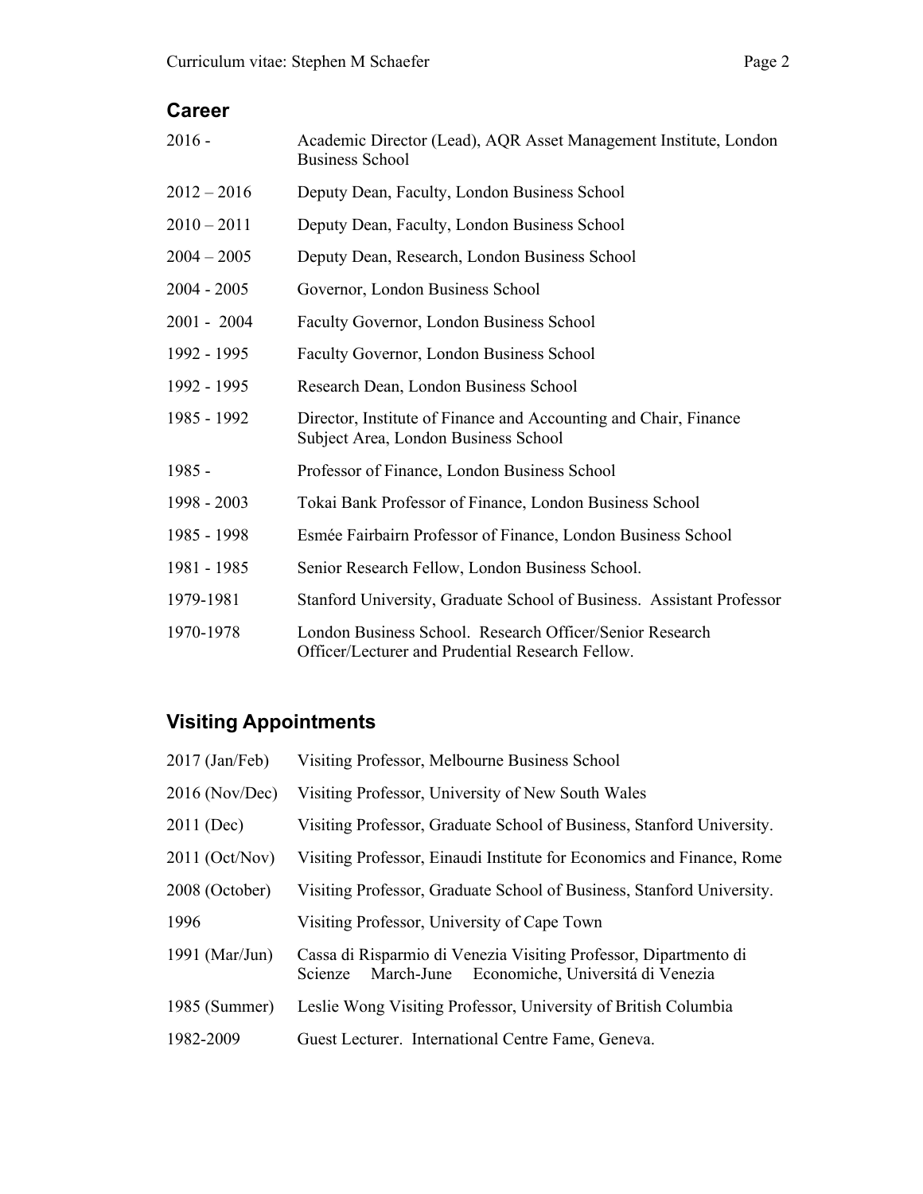## Career

| | |
|---|---|
| 2016 - | Academic Director (Lead), AQR Asset Management Institute, London Business School |
| 2012 – 2016 | Deputy Dean, Faculty, London Business School |
| 2010 – 2011 | Deputy Dean, Faculty, London Business School |
| 2004 – 2005 | Deputy Dean, Research, London Business School |
| 2004 - 2005 | Governor, London Business School |
| 2001 - 2004 | Faculty Governor, London Business School |
| 1992 - 1995 | Faculty Governor, London Business School |
| 1992 - 1995 | Research Dean, London Business School |
| 1985 - 1992 | Director, Institute of Finance and Accounting and Chair, Finance Subject Area, London Business School |
| 1985 - | Professor of Finance, London Business School |
| 1998 - 2003 | Tokai Bank Professor of Finance, London Business School |
| 1985 - 1998 | Esmée Fairbairn Professor of Finance, London Business School |
| 1981 - 1985 | Senior Research Fellow, London Business School. |
| 1979-1981 | Stanford University, Graduate School of Business. Assistant Professor |
| 1970-1978 | London Business School. Research Officer/Senior Research Officer/Lecturer and Prudential Research Fellow. |

## Visiting Appointments

| | |
|---|---|
| 2017 (Jan/Feb) | Visiting Professor, Melbourne Business School |
| 2016 (Nov/Dec) | Visiting Professor, University of New South Wales |
| 2011 (Dec) | Visiting Professor, Graduate School of Business, Stanford University. |
| 2011 (Oct/Nov) | Visiting Professor, Einaudi Institute for Economics and Finance, Rome |
| 2008 (October) | Visiting Professor, Graduate School of Business, Stanford University. |
| 1996 | Visiting Professor, University of Cape Town |
| 1991 (Mar/Jun) | Cassa di Risparmio di Venezia Visiting Professor, Dipartmento di Scienze March-June Economiche, Universitá di Venezia |
| 1985 (Summer) | Leslie Wong Visiting Professor, University of British Columbia |
| 1982-2009 | Guest Lecturer. International Centre Fame, Geneva. |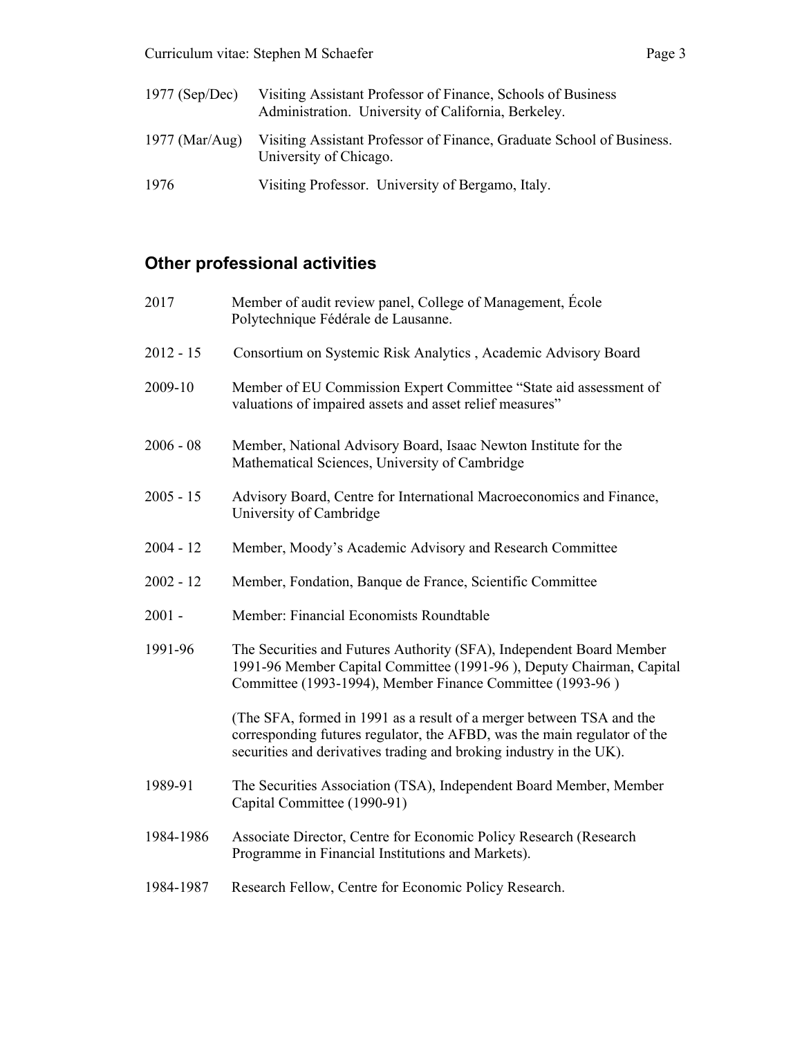1977 (Sep/Dec) Visiting Assistant Professor of Finance, Schools of Business Administration. University of California, Berkeley.

1977 (Mar/Aug) Visiting Assistant Professor of Finance, Graduate School of Business. University of Chicago.

1976 Visiting Professor. University of Bergamo, Italy.

## Other professional activities

2017 Member of audit review panel, College of Management, École Polytechnique Fédérale de Lausanne.

2012 - 15 Consortium on Systemic Risk Analytics , Academic Advisory Board

2009-10 Member of EU Commission Expert Committee "State aid assessment of valuations of impaired assets and asset relief measures"

2006 - 08 Member, National Advisory Board, Isaac Newton Institute for the Mathematical Sciences, University of Cambridge

2005 - 15 Advisory Board, Centre for International Macroeconomics and Finance, University of Cambridge

2004 - 12 Member, Moody's Academic Advisory and Research Committee

2002 - 12 Member, Fondation, Banque de France, Scientific Committee

2001 - Member: Financial Economists Roundtable

1991-96 The Securities and Futures Authority (SFA), Independent Board Member 1991-96 Member Capital Committee (1991-96 ), Deputy Chairman, Capital Committee (1993-1994), Member Finance Committee (1993-96 )

(The SFA, formed in 1991 as a result of a merger between TSA and the corresponding futures regulator, the AFBD, was the main regulator of the securities and derivatives trading and broking industry in the UK).

1989-91 The Securities Association (TSA), Independent Board Member, Member Capital Committee (1990-91)

1984-1986 Associate Director, Centre for Economic Policy Research (Research Programme in Financial Institutions and Markets).

1984-1987 Research Fellow, Centre for Economic Policy Research.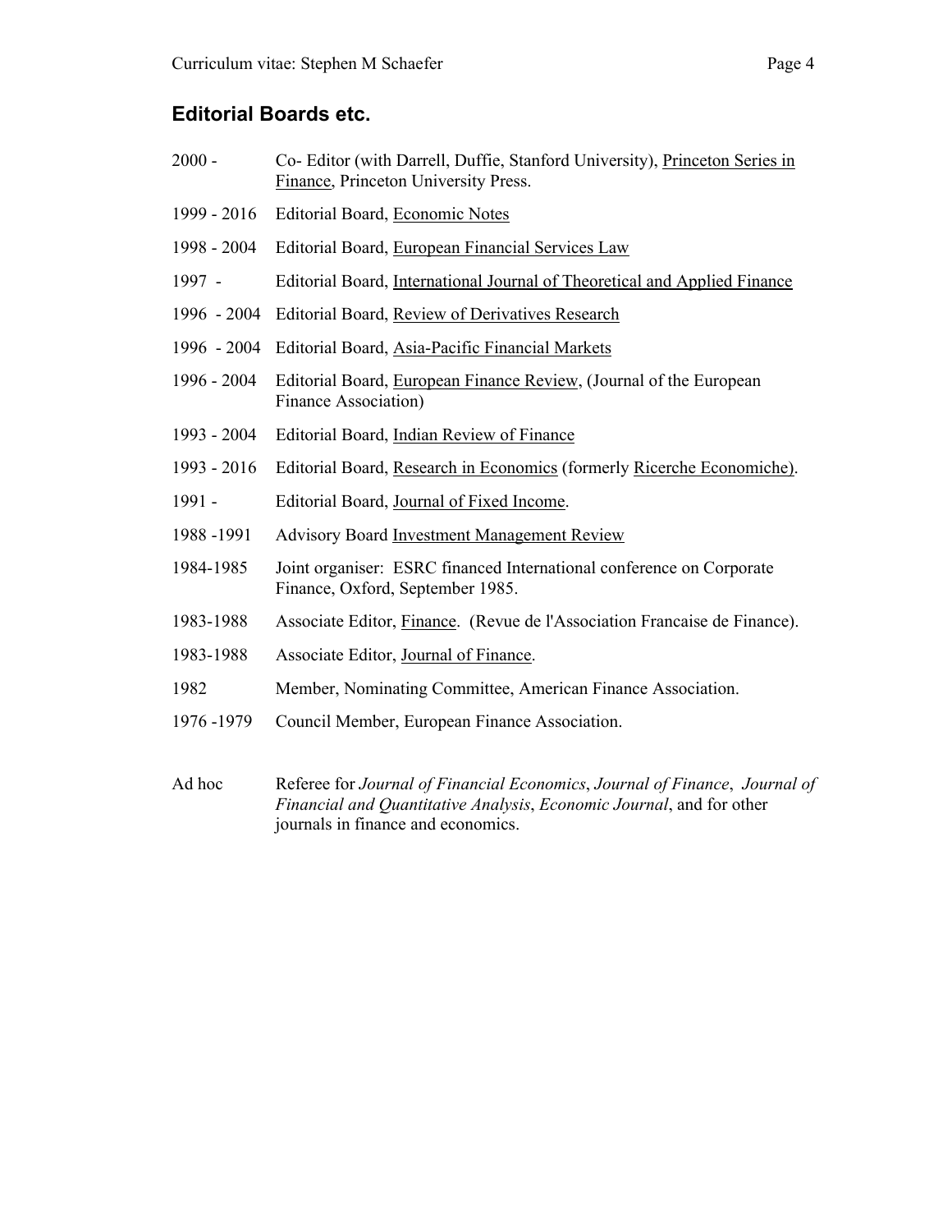## Editorial Boards etc.

| | |
|---|---|
| 2000 - | Co- Editor (with Darrell, Duffie, Stanford University), Princeton Series in Finance, Princeton University Press. |
| 1999 - 2016 | Editorial Board, Economic Notes |
| 1998 - 2004 | Editorial Board, European Financial Services Law |
| 1997 - | Editorial Board, International Journal of Theoretical and Applied Finance |
| 1996 - 2004 | Editorial Board, Review of Derivatives Research |
| 1996 - 2004 | Editorial Board, Asia-Pacific Financial Markets |
| 1996 - 2004 | Editorial Board, European Finance Review, (Journal of the European Finance Association) |
| 1993 - 2004 | Editorial Board, Indian Review of Finance |
| 1993 - 2016 | Editorial Board, Research in Economics (formerly Ricerche Economiche). |
| 1991 - | Editorial Board, Journal of Fixed Income. |
| 1988 -1991 | Advisory Board Investment Management Review |
| 1984-1985 | Joint organiser: ESRC financed International conference on Corporate Finance, Oxford, September 1985. |
| 1983-1988 | Associate Editor, Finance. (Revue de l'Association Francaise de Finance). |
| 1983-1988 | Associate Editor, Journal of Finance. |
| 1982 | Member, Nominating Committee, American Finance Association. |
| 1976 -1979 | Council Member, European Finance Association. |
| Ad hoc | Referee for *Journal of Financial Economics*, *Journal of Finance*, *Journal of Financial and Quantitative Analysis*, *Economic Journal*, and for other journals in finance and economics. |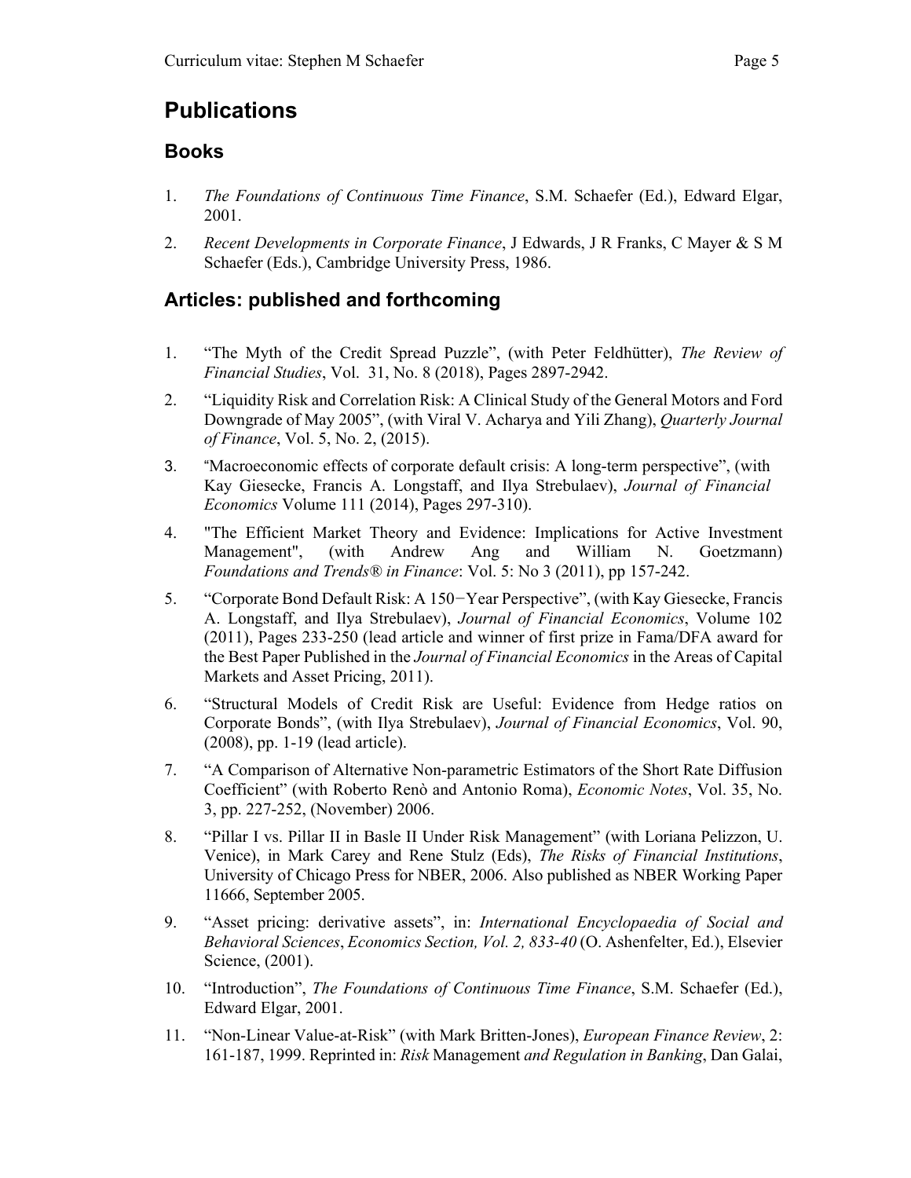# Publications

## Books

1. *The Foundations of Continuous Time Finance*, S.M. Schaefer (Ed.), Edward Elgar, 2001.
2. *Recent Developments in Corporate Finance*, J Edwards, J R Franks, C Mayer & S M Schaefer (Eds.), Cambridge University Press, 1986.

## Articles: published and forthcoming

1. "The Myth of the Credit Spread Puzzle", (with Peter Feldhütter), *The Review of Financial Studies*, Vol. 31, No. 8 (2018), Pages 2897-2942.
2. "Liquidity Risk and Correlation Risk: A Clinical Study of the General Motors and Ford Downgrade of May 2005", (with Viral V. Acharya and Yili Zhang), *Quarterly Journal of Finance*, Vol. 5, No. 2, (2015).
3. "Macroeconomic effects of corporate default crisis: A long-term perspective", (with Kay Giesecke, Francis A. Longstaff, and Ilya Strebulaev), *Journal of Financial Economics* Volume 111 (2014), Pages 297-310).
4. "The Efficient Market Theory and Evidence: Implications for Active Investment Management", (with Andrew Ang and William N. Goetzmann) *Foundations and Trends® in Finance*: Vol. 5: No 3 (2011), pp 157-242.
5. "Corporate Bond Default Risk: A 150−Year Perspective", (with Kay Giesecke, Francis A. Longstaff, and Ilya Strebulaev), *Journal of Financial Economics*, Volume 102 (2011), Pages 233-250 (lead article and winner of first prize in Fama/DFA award for the Best Paper Published in the *Journal of Financial Economics* in the Areas of Capital Markets and Asset Pricing, 2011).
6. "Structural Models of Credit Risk are Useful: Evidence from Hedge ratios on Corporate Bonds", (with Ilya Strebulaev), *Journal of Financial Economics*, Vol. 90, (2008), pp. 1-19 (lead article).
7. "A Comparison of Alternative Non-parametric Estimators of the Short Rate Diffusion Coefficient" (with Roberto Renò and Antonio Roma), *Economic Notes*, Vol. 35, No. 3, pp. 227-252, (November) 2006.
8. "Pillar I vs. Pillar II in Basle II Under Risk Management" (with Loriana Pelizzon, U. Venice), in Mark Carey and Rene Stulz (Eds), *The Risks of Financial Institutions*, University of Chicago Press for NBER, 2006. Also published as NBER Working Paper 11666, September 2005.
9. "Asset pricing: derivative assets", in: *International Encyclopaedia of Social and Behavioral Sciences*, *Economics Section, Vol. 2, 833-40* (O. Ashenfelter, Ed.), Elsevier Science, (2001).
10. "Introduction", *The Foundations of Continuous Time Finance*, S.M. Schaefer (Ed.), Edward Elgar, 2001.
11. "Non-Linear Value-at-Risk" (with Mark Britten-Jones), *European Finance Review*, 2: 161-187, 1999. Reprinted in: *Risk* Management *and Regulation in Banking*, Dan Galai,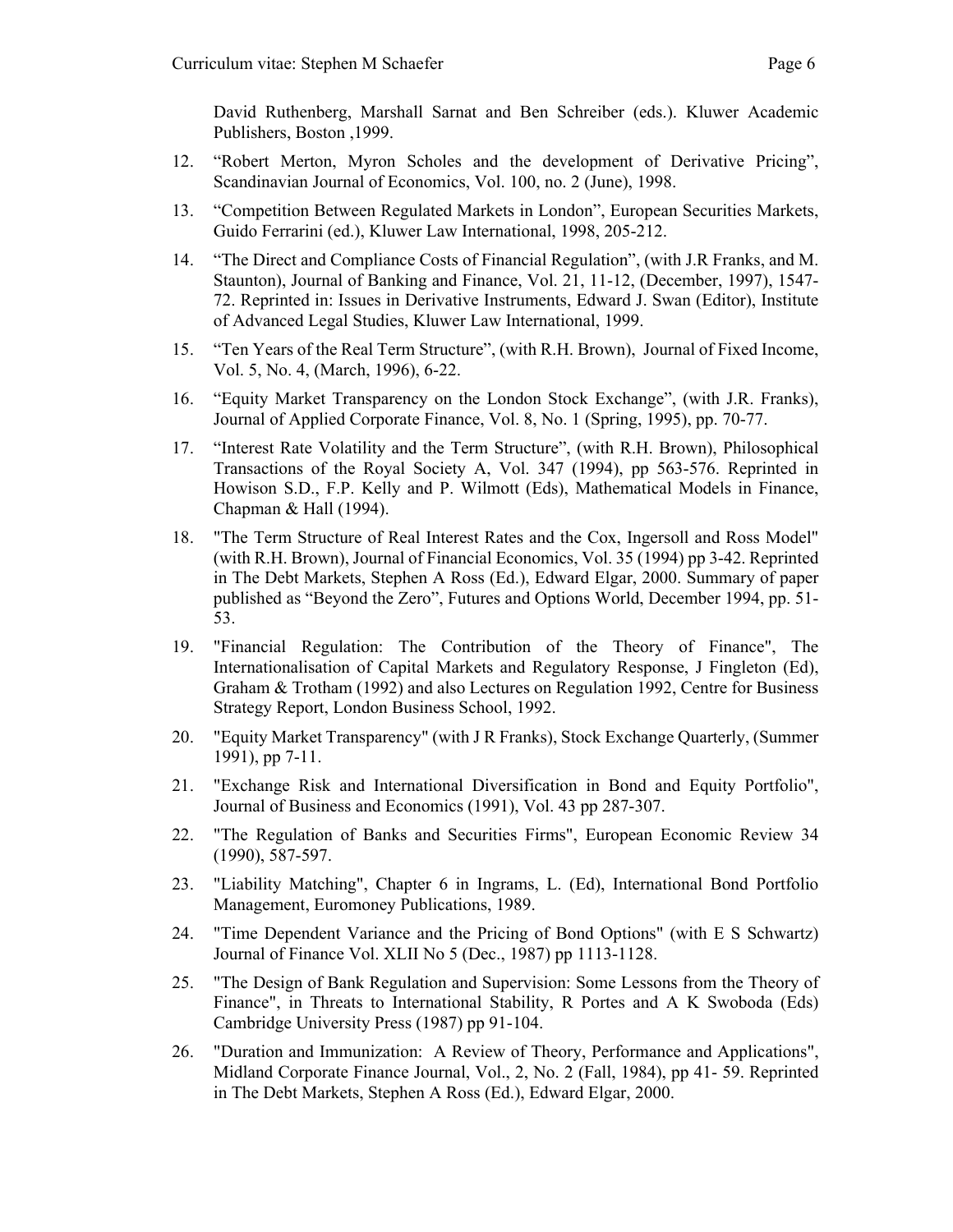David Ruthenberg, Marshall Sarnat and Ben Schreiber (eds.). Kluwer Academic Publishers, Boston ,1999.

12. “Robert Merton, Myron Scholes and the development of Derivative Pricing”, Scandinavian Journal of Economics, Vol. 100, no. 2 (June), 1998.

13. “Competition Between Regulated Markets in London”, European Securities Markets, Guido Ferrarini (ed.), Kluwer Law International, 1998, 205-212.

14. “The Direct and Compliance Costs of Financial Regulation”, (with J.R Franks, and M. Staunton), Journal of Banking and Finance, Vol. 21, 11-12, (December, 1997), 1547-72. Reprinted in: Issues in Derivative Instruments, Edward J. Swan (Editor), Institute of Advanced Legal Studies, Kluwer Law International, 1999.

15. “Ten Years of the Real Term Structure”, (with R.H. Brown), Journal of Fixed Income, Vol. 5, No. 4, (March, 1996), 6-22.

16. “Equity Market Transparency on the London Stock Exchange”, (with J.R. Franks), Journal of Applied Corporate Finance, Vol. 8, No. 1 (Spring, 1995), pp. 70-77.

17. “Interest Rate Volatility and the Term Structure”, (with R.H. Brown), Philosophical Transactions of the Royal Society A, Vol. 347 (1994), pp 563-576. Reprinted in Howison S.D., F.P. Kelly and P. Wilmott (Eds), Mathematical Models in Finance, Chapman & Hall (1994).

18. "The Term Structure of Real Interest Rates and the Cox, Ingersoll and Ross Model" (with R.H. Brown), Journal of Financial Economics, Vol. 35 (1994) pp 3-42. Reprinted in The Debt Markets, Stephen A Ross (Ed.), Edward Elgar, 2000. Summary of paper published as “Beyond the Zero”, Futures and Options World, December 1994, pp. 51-53.

19. "Financial Regulation: The Contribution of the Theory of Finance", The Internationalisation of Capital Markets and Regulatory Response, J Fingleton (Ed), Graham & Trotham (1992) and also Lectures on Regulation 1992, Centre for Business Strategy Report, London Business School, 1992.

20. "Equity Market Transparency" (with J R Franks), Stock Exchange Quarterly, (Summer 1991), pp 7-11.

21. "Exchange Risk and International Diversification in Bond and Equity Portfolio", Journal of Business and Economics (1991), Vol. 43 pp 287-307.

22. "The Regulation of Banks and Securities Firms", European Economic Review 34 (1990), 587-597.

23. "Liability Matching", Chapter 6 in Ingrams, L. (Ed), International Bond Portfolio Management, Euromoney Publications, 1989.

24. "Time Dependent Variance and the Pricing of Bond Options" (with E S Schwartz) Journal of Finance Vol. XLII No 5 (Dec., 1987) pp 1113-1128.

25. "The Design of Bank Regulation and Supervision: Some Lessons from the Theory of Finance", in Threats to International Stability, R Portes and A K Swoboda (Eds) Cambridge University Press (1987) pp 91-104.

26. "Duration and Immunization: A Review of Theory, Performance and Applications", Midland Corporate Finance Journal, Vol., 2, No. 2 (Fall, 1984), pp 41- 59. Reprinted in The Debt Markets, Stephen A Ross (Ed.), Edward Elgar, 2000.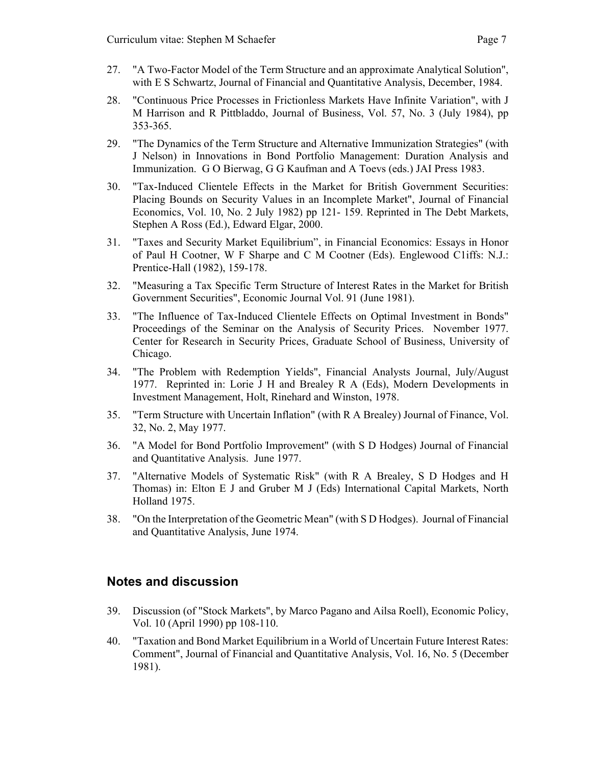27. "A Two-Factor Model of the Term Structure and an approximate Analytical Solution", with E S Schwartz, Journal of Financial and Quantitative Analysis, December, 1984.

28. "Continuous Price Processes in Frictionless Markets Have Infinite Variation", with J M Harrison and R Pittbladdo, Journal of Business, Vol. 57, No. 3 (July 1984), pp 353-365.

29. "The Dynamics of the Term Structure and Alternative Immunization Strategies" (with J Nelson) in Innovations in Bond Portfolio Management: Duration Analysis and Immunization. G O Bierwag, G G Kaufman and A Toevs (eds.) JAI Press 1983.

30. "Tax-Induced Clientele Effects in the Market for British Government Securities: Placing Bounds on Security Values in an Incomplete Market", Journal of Financial Economics, Vol. 10, No. 2 July 1982) pp 121- 159. Reprinted in The Debt Markets, Stephen A Ross (Ed.), Edward Elgar, 2000.

31. "Taxes and Security Market Equilibrium", in Financial Economics: Essays in Honor of Paul H Cootner, W F Sharpe and C M Cootner (Eds). Englewood C1iffs: N.J.: Prentice-Hall (1982), 159-178.

32. "Measuring a Tax Specific Term Structure of Interest Rates in the Market for British Government Securities", Economic Journal Vol. 91 (June 1981).

33. "The Influence of Tax-Induced Clientele Effects on Optimal Investment in Bonds" Proceedings of the Seminar on the Analysis of Security Prices. November 1977. Center for Research in Security Prices, Graduate School of Business, University of Chicago.

34. "The Problem with Redemption Yields", Financial Analysts Journal, July/August 1977. Reprinted in: Lorie J H and Brealey R A (Eds), Modern Developments in Investment Management, Holt, Rinehard and Winston, 1978.

35. "Term Structure with Uncertain Inflation" (with R A Brealey) Journal of Finance, Vol. 32, No. 2, May 1977.

36. "A Model for Bond Portfolio Improvement" (with S D Hodges) Journal of Financial and Quantitative Analysis. June 1977.

37. "Alternative Models of Systematic Risk" (with R A Brealey, S D Hodges and H Thomas) in: Elton E J and Gruber M J (Eds) International Capital Markets, North Holland 1975.

38. "On the Interpretation of the Geometric Mean" (with S D Hodges). Journal of Financial and Quantitative Analysis, June 1974.

## Notes and discussion

39. Discussion (of "Stock Markets", by Marco Pagano and Ailsa Roell), Economic Policy, Vol. 10 (April 1990) pp 108-110.

40. "Taxation and Bond Market Equilibrium in a World of Uncertain Future Interest Rates: Comment", Journal of Financial and Quantitative Analysis, Vol. 16, No. 5 (December 1981).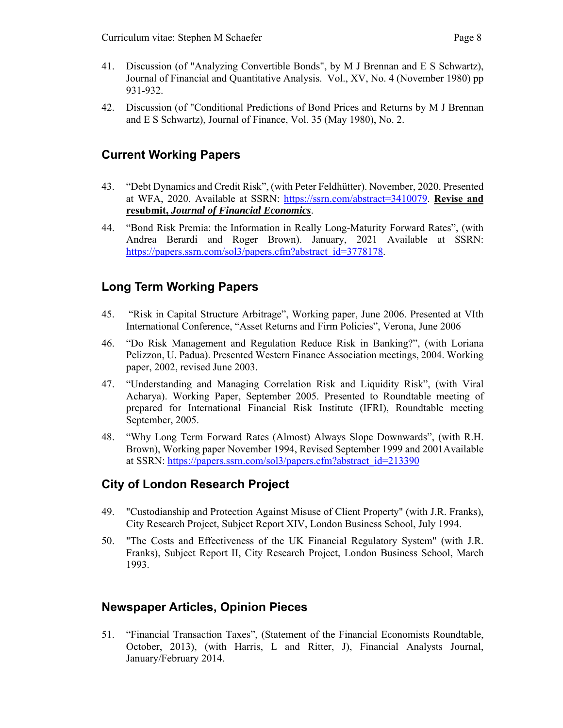41. Discussion (of "Analyzing Convertible Bonds", by M J Brennan and E S Schwartz), Journal of Financial and Quantitative Analysis. Vol., XV, No. 4 (November 1980) pp 931-932.

42. Discussion (of "Conditional Predictions of Bond Prices and Returns by M J Brennan and E S Schwartz), Journal of Finance, Vol. 35 (May 1980), No. 2.

## Current Working Papers

43. "Debt Dynamics and Credit Risk", (with Peter Feldhütter). November, 2020. Presented at WFA, 2020. Available at SSRN: https://ssrn.com/abstract=3410079. **Revise and resubmit, *Journal of Financial Economics***.

44. "Bond Risk Premia: the Information in Really Long-Maturity Forward Rates", (with Andrea Berardi and Roger Brown). January, 2021 Available at SSRN: https://papers.ssrn.com/sol3/papers.cfm?abstract_id=3778178.

## Long Term Working Papers

45. "Risk in Capital Structure Arbitrage", Working paper, June 2006. Presented at VIth International Conference, "Asset Returns and Firm Policies", Verona, June 2006

46. "Do Risk Management and Regulation Reduce Risk in Banking?", (with Loriana Pelizzon, U. Padua). Presented Western Finance Association meetings, 2004. Working paper, 2002, revised June 2003.

47. "Understanding and Managing Correlation Risk and Liquidity Risk", (with Viral Acharya). Working Paper, September 2005. Presented to Roundtable meeting of prepared for International Financial Risk Institute (IFRI), Roundtable meeting September, 2005.

48. "Why Long Term Forward Rates (Almost) Always Slope Downwards", (with R.H. Brown), Working paper November 1994, Revised September 1999 and 2001Available at SSRN: https://papers.ssrn.com/sol3/papers.cfm?abstract_id=213390

## City of London Research Project

49. "Custodianship and Protection Against Misuse of Client Property" (with J.R. Franks), City Research Project, Subject Report XIV, London Business School, July 1994.

50. "The Costs and Effectiveness of the UK Financial Regulatory System" (with J.R. Franks), Subject Report II, City Research Project, London Business School, March 1993.

## Newspaper Articles, Opinion Pieces

51. "Financial Transaction Taxes", (Statement of the Financial Economists Roundtable, October, 2013), (with Harris, L and Ritter, J), Financial Analysts Journal, January/February 2014.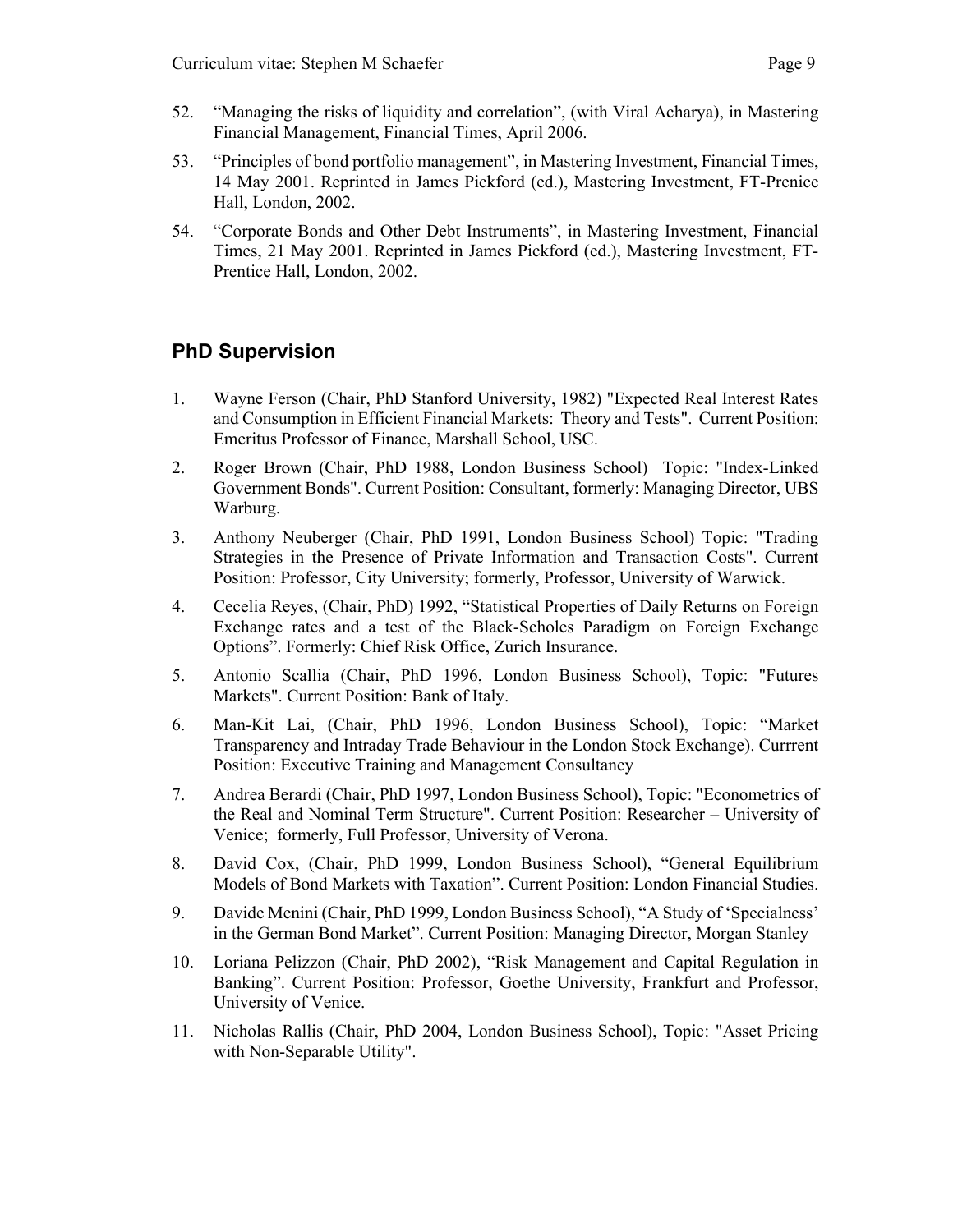52. "Managing the risks of liquidity and correlation", (with Viral Acharya), in Mastering Financial Management, Financial Times, April 2006.

53. "Principles of bond portfolio management", in Mastering Investment, Financial Times, 14 May 2001. Reprinted in James Pickford (ed.), Mastering Investment, FT-Prenice Hall, London, 2002.

54. "Corporate Bonds and Other Debt Instruments", in Mastering Investment, Financial Times, 21 May 2001. Reprinted in James Pickford (ed.), Mastering Investment, FT-Prentice Hall, London, 2002.

## PhD Supervision

1. Wayne Ferson (Chair, PhD Stanford University, 1982) "Expected Real Interest Rates and Consumption in Efficient Financial Markets: Theory and Tests". Current Position: Emeritus Professor of Finance, Marshall School, USC.

2. Roger Brown (Chair, PhD 1988, London Business School) Topic: "Index-Linked Government Bonds". Current Position: Consultant, formerly: Managing Director, UBS Warburg.

3. Anthony Neuberger (Chair, PhD 1991, London Business School) Topic: "Trading Strategies in the Presence of Private Information and Transaction Costs". Current Position: Professor, City University; formerly, Professor, University of Warwick.

4. Cecelia Reyes, (Chair, PhD) 1992, "Statistical Properties of Daily Returns on Foreign Exchange rates and a test of the Black-Scholes Paradigm on Foreign Exchange Options". Formerly: Chief Risk Office, Zurich Insurance.

5. Antonio Scallia (Chair, PhD 1996, London Business School), Topic: "Futures Markets". Current Position: Bank of Italy.

6. Man-Kit Lai, (Chair, PhD 1996, London Business School), Topic: "Market Transparency and Intraday Trade Behaviour in the London Stock Exchange). Currrent Position: Executive Training and Management Consultancy

7. Andrea Berardi (Chair, PhD 1997, London Business School), Topic: "Econometrics of the Real and Nominal Term Structure". Current Position: Researcher – University of Venice; formerly, Full Professor, University of Verona.

8. David Cox, (Chair, PhD 1999, London Business School), "General Equilibrium Models of Bond Markets with Taxation". Current Position: London Financial Studies.

9. Davide Menini (Chair, PhD 1999, London Business School), "A Study of 'Specialness' in the German Bond Market". Current Position: Managing Director, Morgan Stanley

10. Loriana Pelizzon (Chair, PhD 2002), "Risk Management and Capital Regulation in Banking". Current Position: Professor, Goethe University, Frankfurt and Professor, University of Venice.

11. Nicholas Rallis (Chair, PhD 2004, London Business School), Topic: "Asset Pricing with Non-Separable Utility".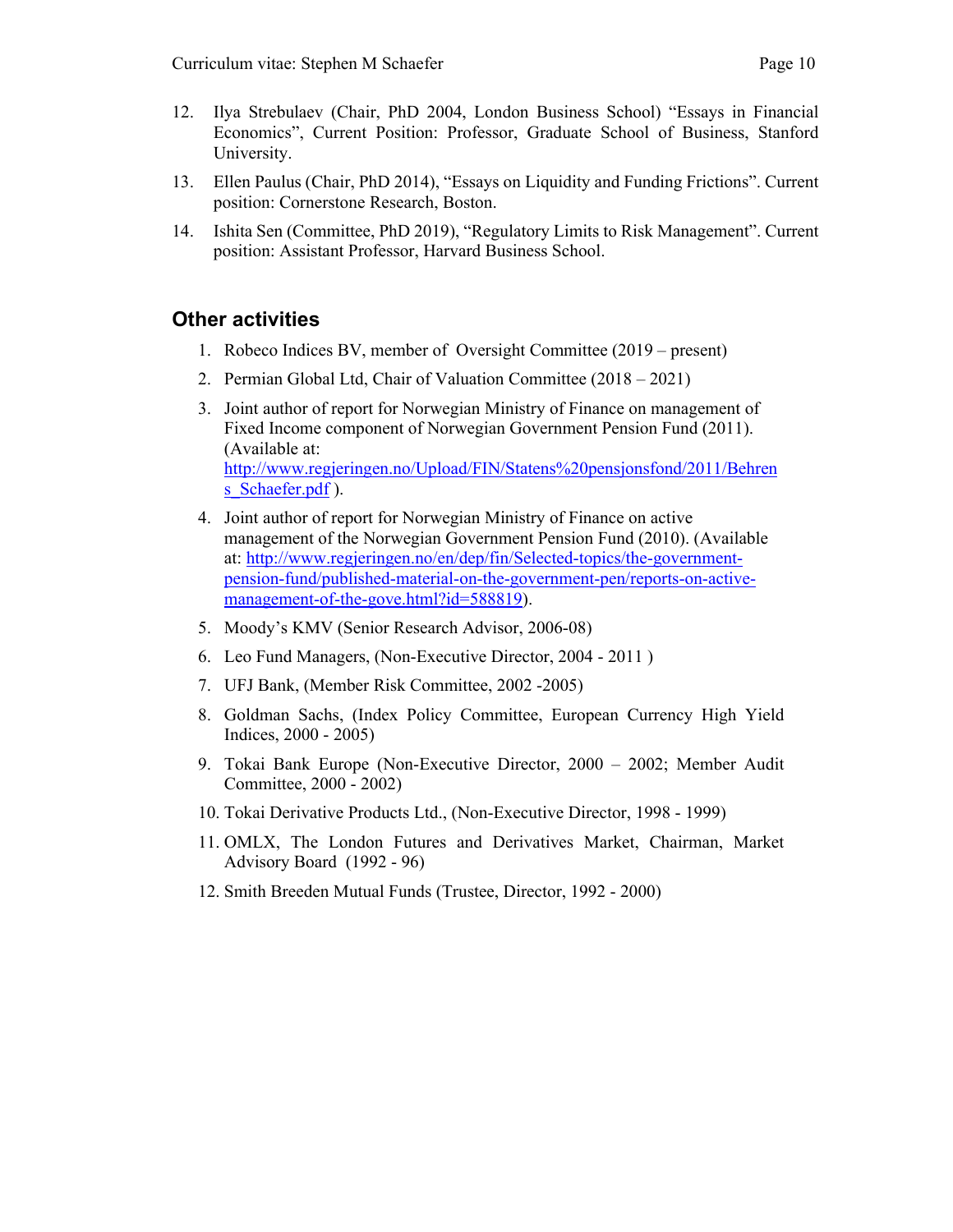12. Ilya Strebulaev (Chair, PhD 2004, London Business School) "Essays in Financial Economics", Current Position: Professor, Graduate School of Business, Stanford University.
13. Ellen Paulus (Chair, PhD 2014), "Essays on Liquidity and Funding Frictions". Current position: Cornerstone Research, Boston.
14. Ishita Sen (Committee, PhD 2019), "Regulatory Limits to Risk Management". Current position: Assistant Professor, Harvard Business School.

## Other activities

1. Robeco Indices BV, member of Oversight Committee (2019 – present)
2. Permian Global Ltd, Chair of Valuation Committee (2018 – 2021)
3. Joint author of report for Norwegian Ministry of Finance on management of Fixed Income component of Norwegian Government Pension Fund (2011). (Available at: http://www.regjeringen.no/Upload/FIN/Statens%20pensjonsfond/2011/Behrens_Schaefer.pdf ).
4. Joint author of report for Norwegian Ministry of Finance on active management of the Norwegian Government Pension Fund (2010). (Available at: http://www.regjeringen.no/en/dep/fin/Selected-topics/the-government-pension-fund/published-material-on-the-government-pen/reports-on-active-management-of-the-gove.html?id=588819).
5. Moody's KMV (Senior Research Advisor, 2006-08)
6. Leo Fund Managers, (Non-Executive Director, 2004 - 2011 )
7. UFJ Bank, (Member Risk Committee, 2002 -2005)
8. Goldman Sachs, (Index Policy Committee, European Currency High Yield Indices, 2000 - 2005)
9. Tokai Bank Europe (Non-Executive Director, 2000 – 2002; Member Audit Committee, 2000 - 2002)
10. Tokai Derivative Products Ltd., (Non-Executive Director, 1998 - 1999)
11. OMLX, The London Futures and Derivatives Market, Chairman, Market Advisory Board (1992 - 96)
12. Smith Breeden Mutual Funds (Trustee, Director, 1992 - 2000)